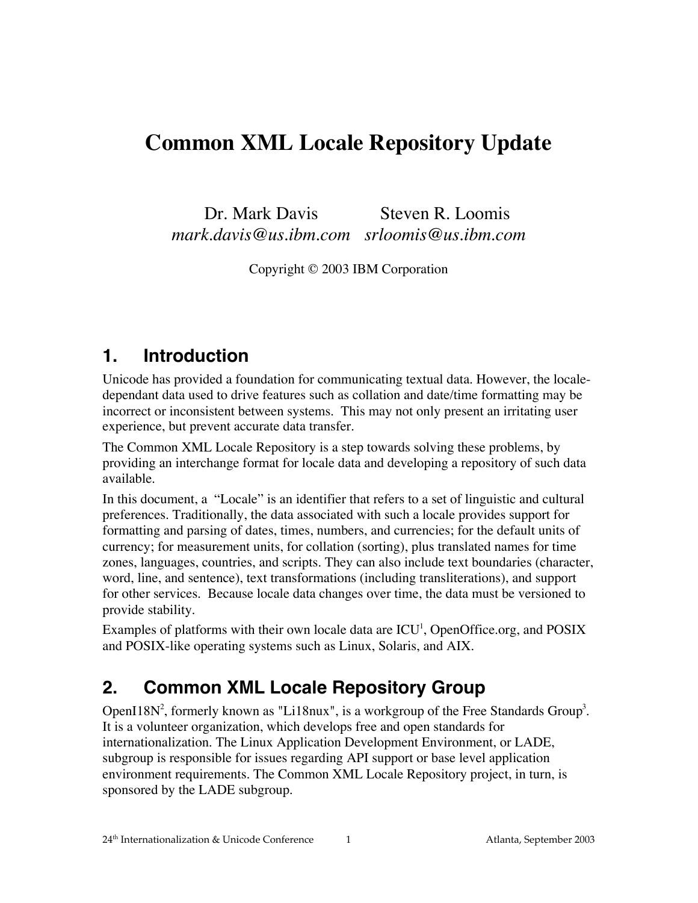# Common XML Locale Repository Update

Dr. Mark Davis
*mark.davis@us.ibm.com*

Steven R. Loomis
*srloomis@us.ibm.com*

Copyright © 2003 IBM Corporation

## 1. Introduction

Unicode has provided a foundation for communicating textual data. However, the locale-dependant data used to drive features such as collation and date/time formatting may be incorrect or inconsistent between systems. This may not only present an irritating user experience, but prevent accurate data transfer.

The Common XML Locale Repository is a step towards solving these problems, by providing an interchange format for locale data and developing a repository of such data available.

In this document, a "Locale" is an identifier that refers to a set of linguistic and cultural preferences. Traditionally, the data associated with such a locale provides support for formatting and parsing of dates, times, numbers, and currencies; for the default units of currency; for measurement units, for collation (sorting), plus translated names for time zones, languages, countries, and scripts. They can also include text boundaries (character, word, line, and sentence), text transformations (including transliterations), and support for other services. Because locale data changes over time, the data must be versioned to provide stability.

Examples of platforms with their own locale data are ICU[1], OpenOffice.org, and POSIX and POSIX-like operating systems such as Linux, Solaris, and AIX.

## 2. Common XML Locale Repository Group

OpenI18N[2], formerly known as "Li18nux", is a workgroup of the Free Standards Group[3]. It is a volunteer organization, which develops free and open standards for internationalization. The Linux Application Development Environment, or LADE, subgroup is responsible for issues regarding API support or base level application environment requirements. The Common XML Locale Repository project, in turn, is sponsored by the LADE subgroup.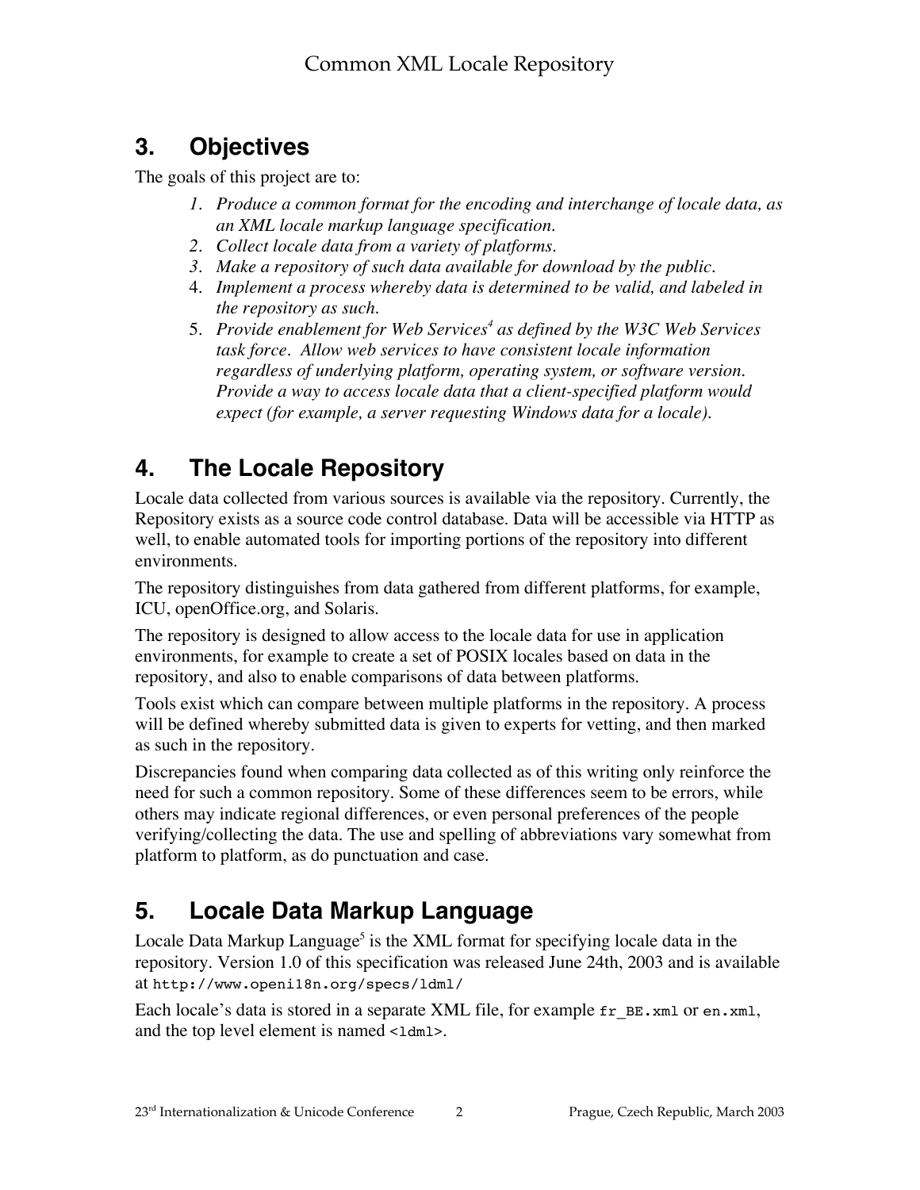## 3. Objectives

The goals of this project are to:

1. *Produce a common format for the encoding and interchange of locale data, as an XML locale markup language specification.*
2. *Collect locale data from a variety of platforms.*
3. *Make a repository of such data available for download by the public.*
4. *Implement a process whereby data is determined to be valid, and labeled in the repository as such.*
5. *Provide enablement for Web Services[4] as defined by the W3C Web Services task force. Allow web services to have consistent locale information regardless of underlying platform, operating system, or software version. Provide a way to access locale data that a client-specified platform would expect (for example, a server requesting Windows data for a locale).*

## 4. The Locale Repository

Locale data collected from various sources is available via the repository. Currently, the Repository exists as a source code control database. Data will be accessible via HTTP as well, to enable automated tools for importing portions of the repository into different environments.

The repository distinguishes from data gathered from different platforms, for example, ICU, openOffice.org, and Solaris.

The repository is designed to allow access to the locale data for use in application environments, for example to create a set of POSIX locales based on data in the repository, and also to enable comparisons of data between platforms.

Tools exist which can compare between multiple platforms in the repository. A process will be defined whereby submitted data is given to experts for vetting, and then marked as such in the repository.

Discrepancies found when comparing data collected as of this writing only reinforce the need for such a common repository. Some of these differences seem to be errors, while others may indicate regional differences, or even personal preferences of the people verifying/collecting the data. The use and spelling of abbreviations vary somewhat from platform to platform, as do punctuation and case.

## 5. Locale Data Markup Language

Locale Data Markup Language[5] is the XML format for specifying locale data in the repository. Version 1.0 of this specification was released June 24th, 2003 and is available at `http://www.openi18n.org/specs/ldml/`

Each locale's data is stored in a separate XML file, for example `fr_BE.xml` or `en.xml`, and the top level element is named `<ldml>`.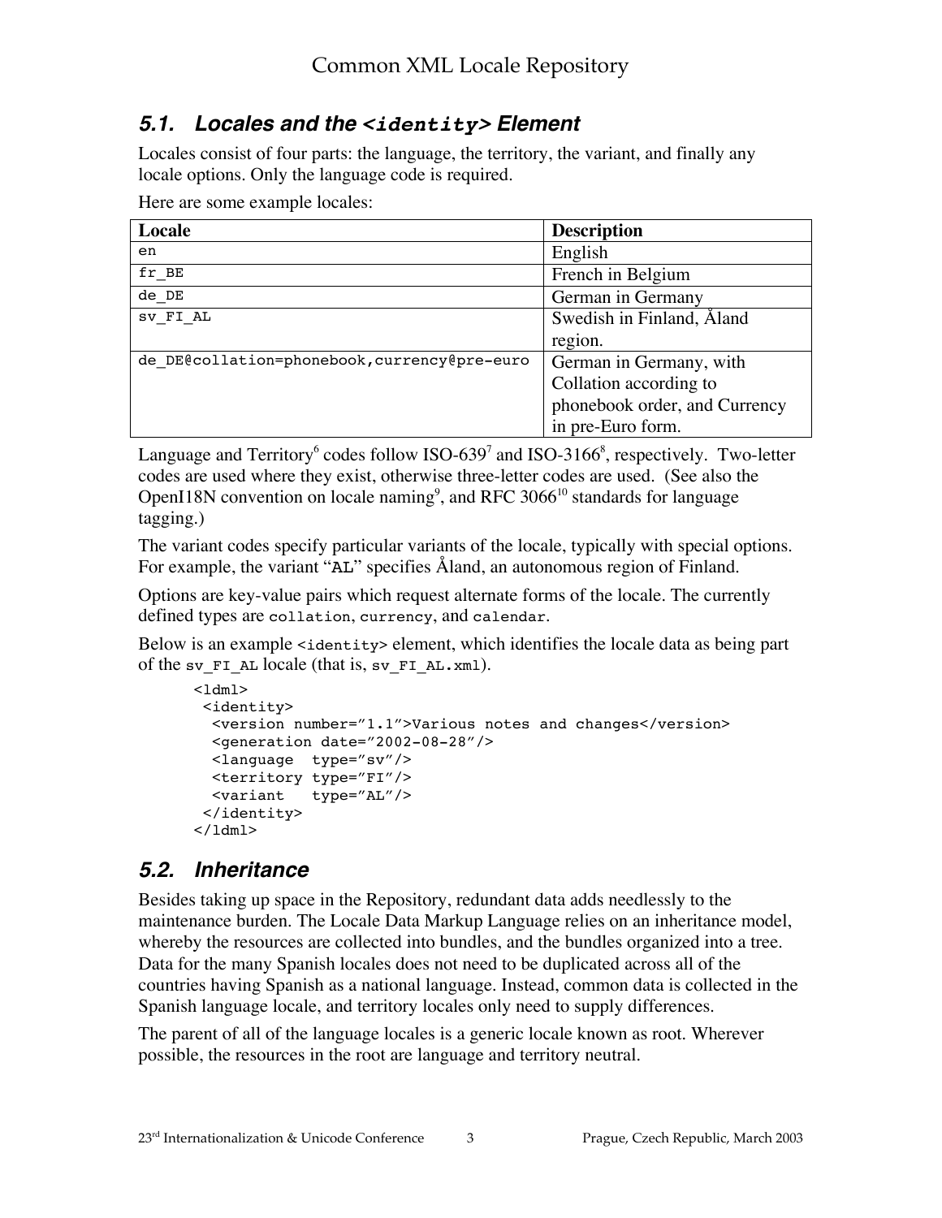## 5.1. Locales and the `<identity>` Element

Locales consist of four parts: the language, the territory, the variant, and finally any locale options. Only the language code is required.

Here are some example locales:

| Locale | Description |
|---|---|
| `en` | English |
| `fr_BE` | French in Belgium |
| `de_DE` | German in Germany |
| `sv_FI_AL` | Swedish in Finland, Åland region. |
| `de_DE@collation=phonebook,currency@pre-euro` | German in Germany, with Collation according to phonebook order, and Currency in pre-Euro form. |

Language and Territory[6] codes follow ISO-639[7] and ISO-3166[8], respectively. Two-letter codes are used where they exist, otherwise three-letter codes are used. (See also the OpenI18N convention on locale naming[9], and RFC 3066[10] standards for language tagging.)

The variant codes specify particular variants of the locale, typically with special options. For example, the variant "`AL`" specifies Åland, an autonomous region of Finland.

Options are key-value pairs which request alternate forms of the locale. The currently defined types are `collation`, `currency`, and `calendar`.

Below is an example `<identity>` element, which identifies the locale data as being part of the `sv_FI_AL` locale (that is, `sv_FI_AL.xml`).

```
<ldml>
 <identity>
  <version number="1.1">Various notes and changes</version>
  <generation date="2002-08-28"/>
  <language  type="sv"/>
  <territory type="FI"/>
  <variant   type="AL"/>
 </identity>
</ldml>
```

## 5.2. Inheritance

Besides taking up space in the Repository, redundant data adds needlessly to the maintenance burden. The Locale Data Markup Language relies on an inheritance model, whereby the resources are collected into bundles, and the bundles organized into a tree. Data for the many Spanish locales does not need to be duplicated across all of the countries having Spanish as a national language. Instead, common data is collected in the Spanish language locale, and territory locales only need to supply differences.

The parent of all of the language locales is a generic locale known as root. Wherever possible, the resources in the root are language and territory neutral.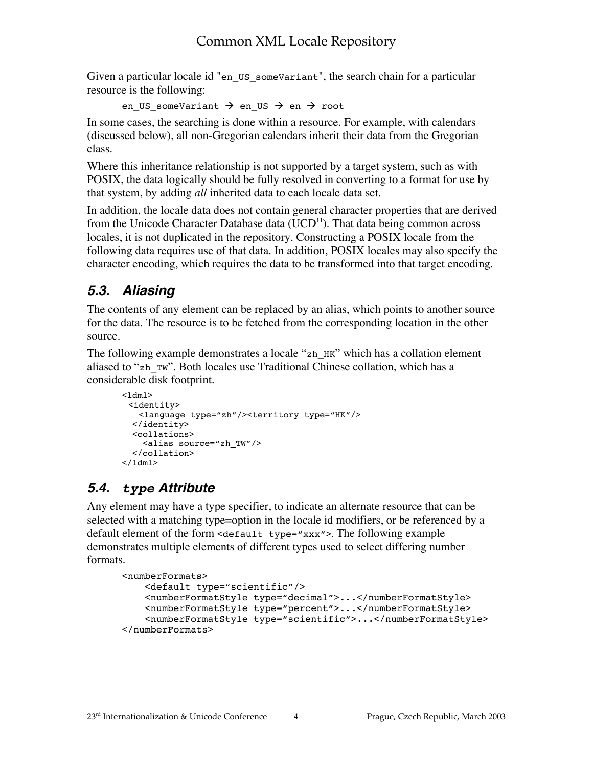Given a particular locale id "`en_US_someVariant`", the search chain for a particular resource is the following:

```
en_US_someVariant → en_US → en → root
```

In some cases, the searching is done within a resource. For example, with calendars (discussed below), all non-Gregorian calendars inherit their data from the Gregorian class.

Where this inheritance relationship is not supported by a target system, such as with POSIX, the data logically should be fully resolved in converting to a format for use by that system, by adding *all* inherited data to each locale data set.

In addition, the locale data does not contain general character properties that are derived from the Unicode Character Database data (UCD[11]). That data being common across locales, it is not duplicated in the repository. Constructing a POSIX locale from the following data requires use of that data. In addition, POSIX locales may also specify the character encoding, which requires the data to be transformed into that target encoding.

## *5.3. Aliasing*

The contents of any element can be replaced by an alias, which points to another source for the data. The resource is to be fetched from the corresponding location in the other source.

The following example demonstrates a locale "`zh_HK`" which has a collation element aliased to "`zh_TW`". Both locales use Traditional Chinese collation, which has a considerable disk footprint.

```
<ldml>
 <identity>
   <language type="zh"/><territory type="HK"/>
  </identity>
  <collations>
    <alias source="zh_TW"/>
  </collation>
</ldml>
```

## *5.4. `type` Attribute*

Any element may have a type specifier, to indicate an alternate resource that can be selected with a matching type=option in the locale id modifiers, or be referenced by a default element of the form `<default type="xxx">`. The following example demonstrates multiple elements of different types used to select differing number formats.

```
<numberFormats>
    <default type="scientific"/>
    <numberFormatStyle type="decimal">...</numberFormatStyle>
    <numberFormatStyle type="percent">...</numberFormatStyle>
    <numberFormatStyle type="scientific">...</numberFormatStyle>
</numberFormats>
```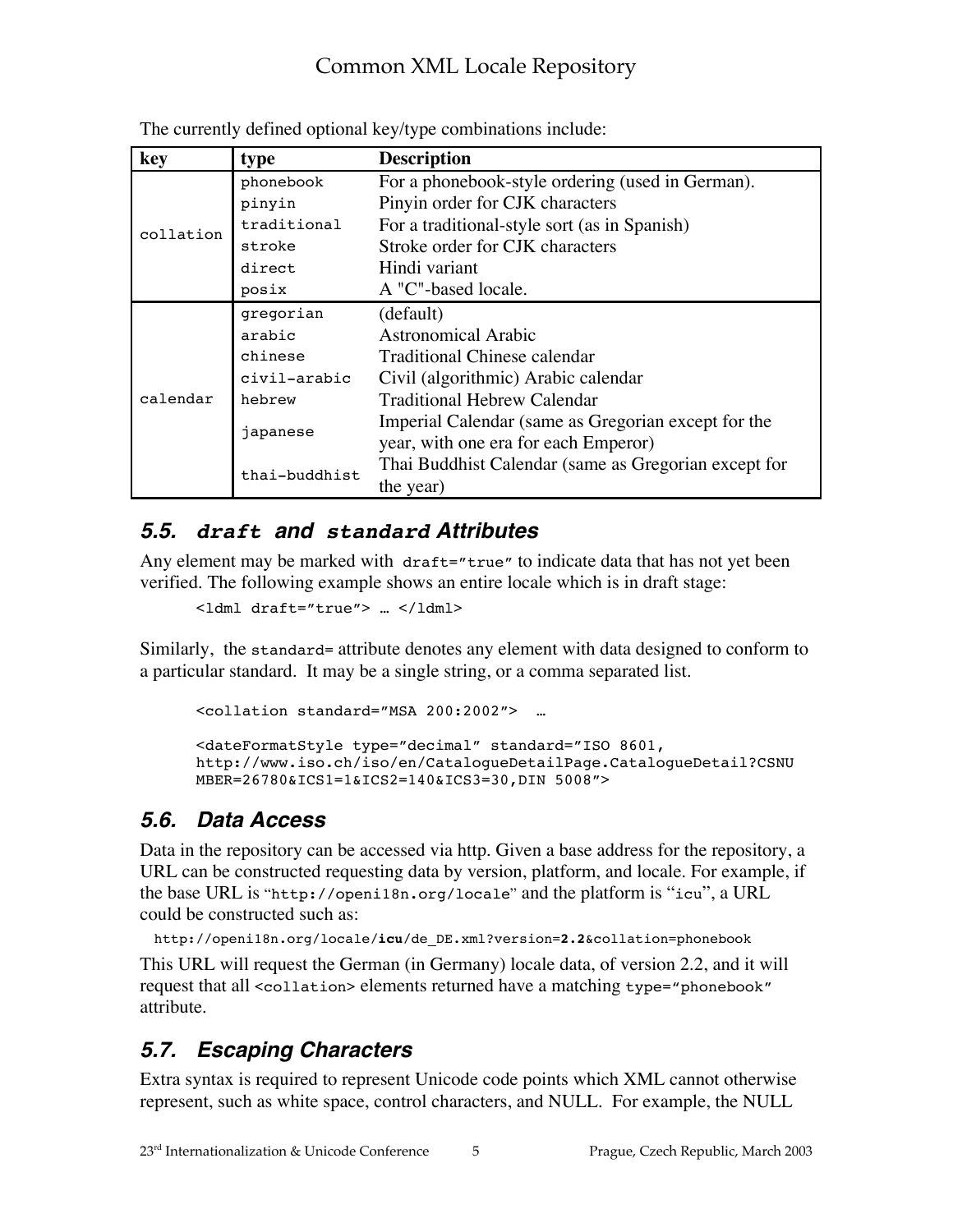The currently defined optional key/type combinations include:

| key | type | Description |
|---|---|---|
| collation | `phonebook` | For a phonebook-style ordering (used in German). |
| | `pinyin` | Pinyin order for CJK characters |
| | `traditional` | For a traditional-style sort (as in Spanish) |
| | `stroke` | Stroke order for CJK characters |
| | `direct` | Hindi variant |
| | `posix` | A "C"-based locale. |
| calendar | `gregorian` | (default) |
| | `arabic` | Astronomical Arabic |
| | `chinese` | Traditional Chinese calendar |
| | `civil-arabic` | Civil (algorithmic) Arabic calendar |
| | `hebrew` | Traditional Hebrew Calendar |
| | `japanese` | Imperial Calendar (same as Gregorian except for the year, with one era for each Emperor) |
| | `thai-buddhist` | Thai Buddhist Calendar (same as Gregorian except for the year) |

## 5.5. `draft` and `standard` Attributes

Any element may be marked with `draft="true"` to indicate data that has not yet been verified. The following example shows an entire locale which is in draft stage:

```
<ldml draft="true"> … </ldml>
```

Similarly, the `standard=` attribute denotes any element with data designed to conform to a particular standard. It may be a single string, or a comma separated list.

```
<collation standard="MSA 200:2002">  …

<dateFormatStyle type="decimal" standard="ISO 8601,
http://www.iso.ch/iso/en/CatalogueDetailPage.CatalogueDetail?CSNU
MBER=26780&ICS1=1&ICS2=140&ICS3=30,DIN 5008">
```

## 5.6. Data Access

Data in the repository can be accessed via http. Given a base address for the repository, a URL can be constructed requesting data by version, platform, and locale. For example, if the base URL is "`http://openi18n.org/locale`" and the platform is "`icu`", a URL could be constructed such as:

`http://openi18n.org/locale/`**`icu`**`/de_DE.xml?version=`**`2.2`**`&collation=phonebook`

This URL will request the German (in Germany) locale data, of version 2.2, and it will request that all `<collation>` elements returned have a matching `type="phonebook"` attribute.

## 5.7. Escaping Characters

Extra syntax is required to represent Unicode code points which XML cannot otherwise represent, such as white space, control characters, and NULL. For example, the NULL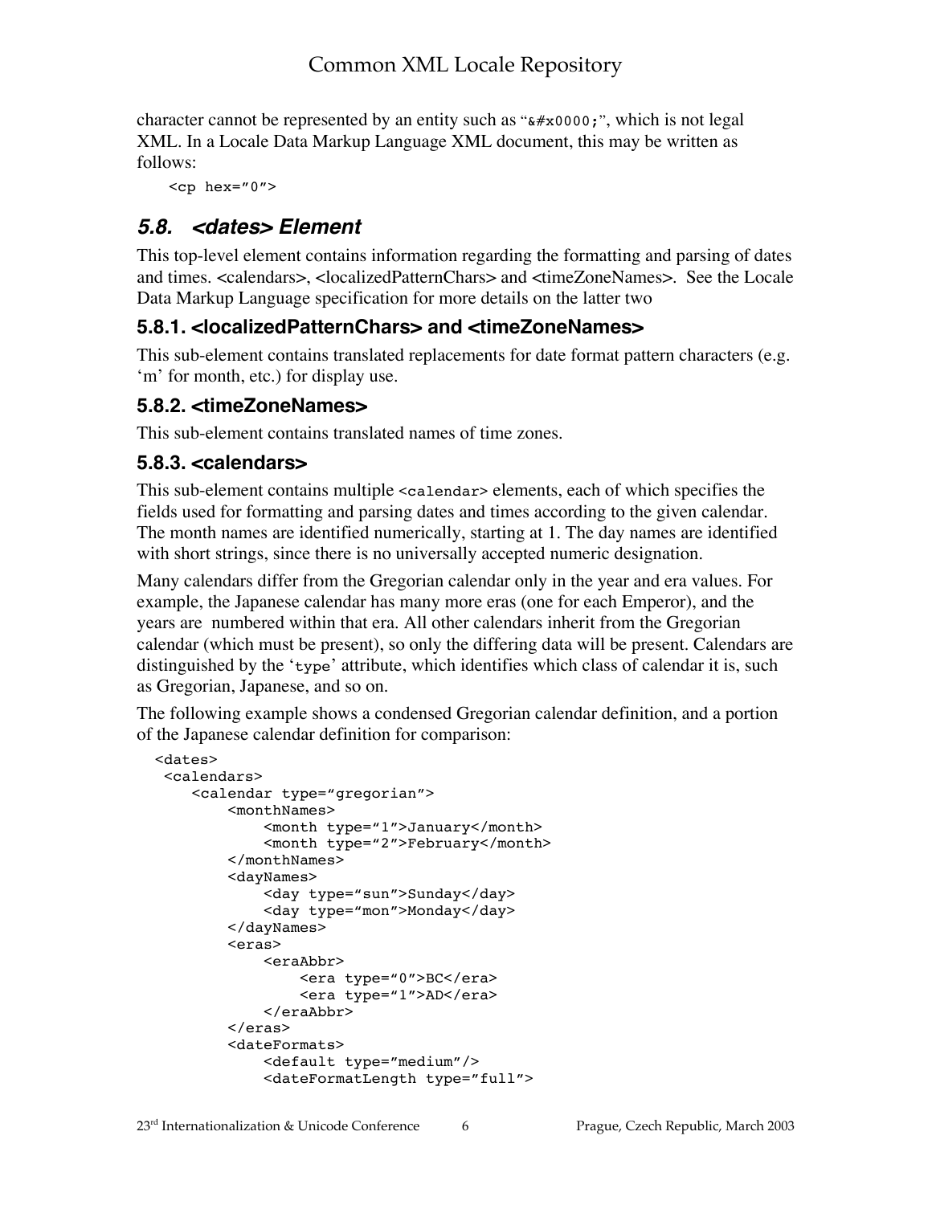character cannot be represented by an entity such as "`&#x0000;`", which is not legal XML. In a Locale Data Markup Language XML document, this may be written as follows:

```
<cp hex="0">
```

## *5.8. <dates> Element*

This top-level element contains information regarding the formatting and parsing of dates and times. <calendars>, <localizedPatternChars> and <timeZoneNames>. See the Locale Data Markup Language specification for more details on the latter two

### 5.8.1. <localizedPatternChars> and <timeZoneNames>

This sub-element contains translated replacements for date format pattern characters (e.g. 'm' for month, etc.) for display use.

### 5.8.2. <timeZoneNames>

This sub-element contains translated names of time zones.

### 5.8.3. <calendars>

This sub-element contains multiple `<calendar>` elements, each of which specifies the fields used for formatting and parsing dates and times according to the given calendar. The month names are identified numerically, starting at 1. The day names are identified with short strings, since there is no universally accepted numeric designation.

Many calendars differ from the Gregorian calendar only in the year and era values. For example, the Japanese calendar has many more eras (one for each Emperor), and the years are numbered within that era. All other calendars inherit from the Gregorian calendar (which must be present), so only the differing data will be present. Calendars are distinguished by the '`type`' attribute, which identifies which class of calendar it is, such as Gregorian, Japanese, and so on.

The following example shows a condensed Gregorian calendar definition, and a portion of the Japanese calendar definition for comparison:

```
<dates>
 <calendars>
    <calendar type="gregorian">
        <monthNames>
            <month type="1">January</month>
            <month type="2">February</month>
        </monthNames>
        <dayNames>
            <day type="sun">Sunday</day>
            <day type="mon">Monday</day>
        </dayNames>
        <eras>
            <eraAbbr>
                <era type="0">BC</era>
                <era type="1">AD</era>
            </eraAbbr>
        </eras>
        <dateFormats>
            <default type="medium"/>
            <dateFormatLength type="full">
```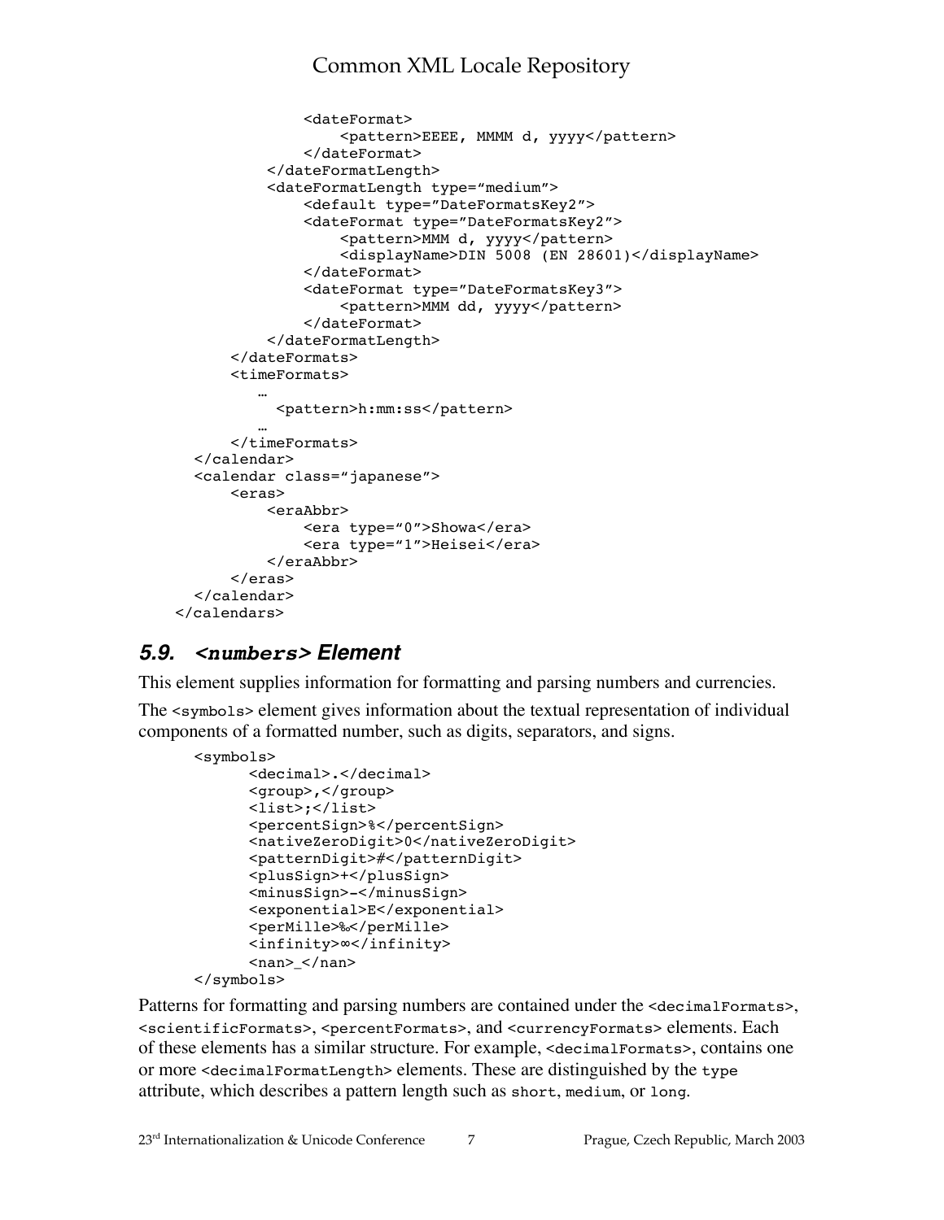```
            <dateFormat>
                <pattern>EEEE, MMMM d, yyyy</pattern>
            </dateFormat>
        </dateFormatLength>
        <dateFormatLength type="medium">
            <default type="DateFormatsKey2">
            <dateFormat type="DateFormatsKey2">
                <pattern>MMM d, yyyy</pattern>
                <displayName>DIN 5008 (EN 28601)</displayName>
            </dateFormat>
            <dateFormat type="DateFormatsKey3">
                <pattern>MMM dd, yyyy</pattern>
            </dateFormat>
        </dateFormatLength>
    </dateFormats>
    <timeFormats>
       …
         <pattern>h:mm:ss</pattern>
       …
    </timeFormats>
</calendar>
<calendar class="japanese">
    <eras>
        <eraAbbr>
            <era type="0">Showa</era>
            <era type="1">Heisei</era>
        </eraAbbr>
    </eras>
</calendar>
</calendars>
```

## 5.9. *<numbers> Element*

This element supplies information for formatting and parsing numbers and currencies.

The `<symbols>` element gives information about the textual representation of individual components of a formatted number, such as digits, separators, and signs.

```
<symbols>
      <decimal>.</decimal>
      <group>,</group>
      <list>;</list>
      <percentSign>%</percentSign>
      <nativeZeroDigit>0</nativeZeroDigit>
      <patternDigit>#</patternDigit>
      <plusSign>+</plusSign>
      <minusSign>-</minusSign>
      <exponential>E</exponential>
      <perMille>‰</perMille>
      <infinity>∞</infinity>
      <nan>_</nan>
</symbols>
```

Patterns for formatting and parsing numbers are contained under the `<decimalFormats>`, `<scientificFormats>`, `<percentFormats>`, and `<currencyFormats>` elements. Each of these elements has a similar structure. For example, `<decimalFormats>`, contains one or more `<decimalFormatLength>` elements. These are distinguished by the `type` attribute, which describes a pattern length such as `short`, `medium`, or `long`.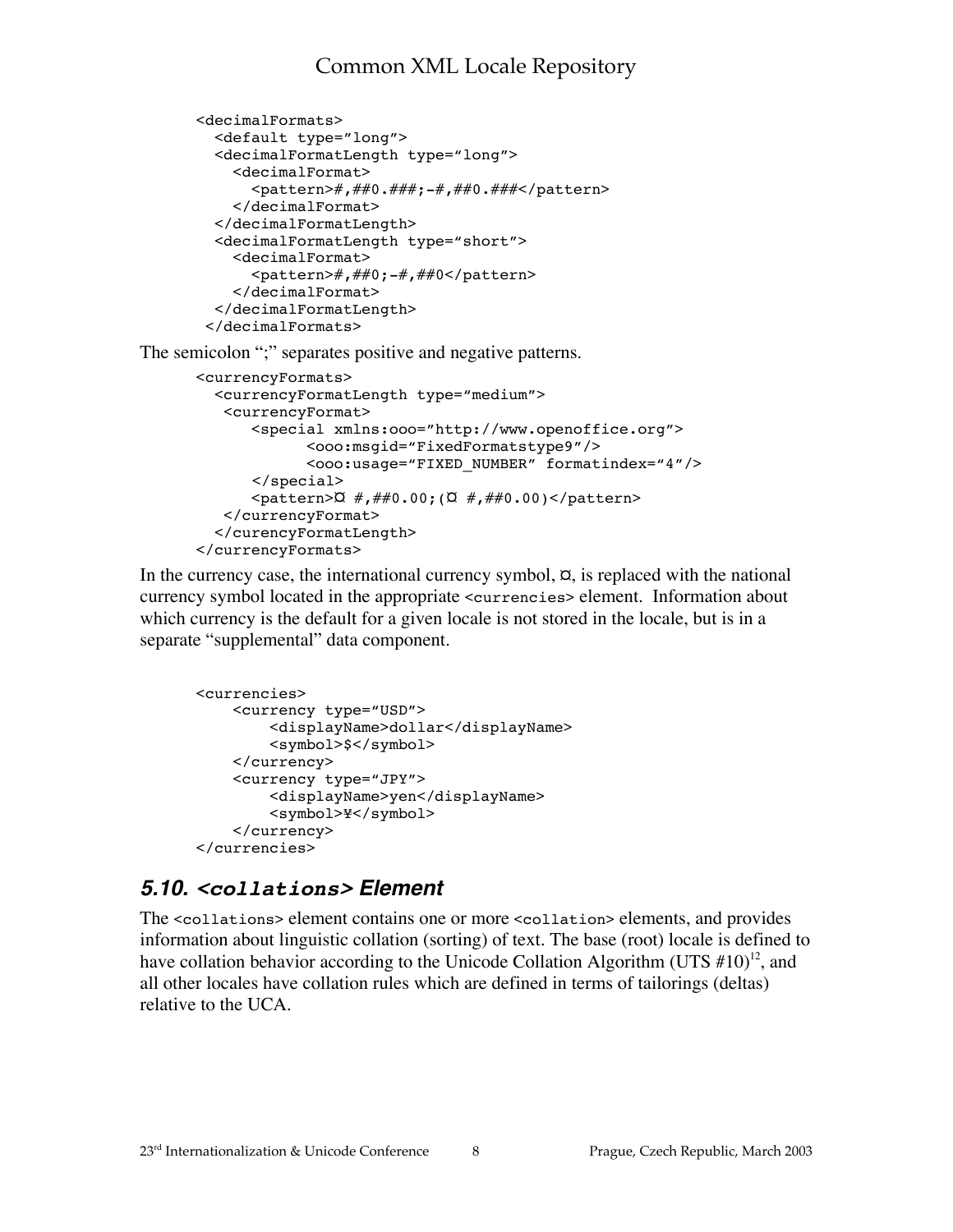```
<decimalFormats>
  <default type="long">
  <decimalFormatLength type="long">
    <decimalFormat>
      <pattern>#,##0.###;-#,##0.###</pattern>
    </decimalFormat>
  </decimalFormatLength>
  <decimalFormatLength type="short">
    <decimalFormat>
      <pattern>#,##0;-#,##0</pattern>
    </decimalFormat>
  </decimalFormatLength>
 </decimalFormats>
```

The semicolon ";" separates positive and negative patterns.

```
<currencyFormats>
  <currencyFormatLength type="medium">
   <currencyFormat>
      <special xmlns:ooo="http://www.openoffice.org">
            <ooo:msgid="FixedFormatstype9"/>
            <ooo:usage="FIXED_NUMBER" formatindex="4"/>
      </special>
      <pattern>¤ #,##0.00;(¤ #,##0.00)</pattern>
   </currencyFormat>
  </curencyFormatLength>
</currencyFormats>
```

In the currency case, the international currency symbol, ¤, is replaced with the national currency symbol located in the appropriate `<currencies>` element. Information about which currency is the default for a given locale is not stored in the locale, but is in a separate "supplemental" data component.

```
<currencies>
    <currency type="USD">
        <displayName>dollar</displayName>
        <symbol>$</symbol>
    </currency>
    <currency type="JPY">
        <displayName>yen</displayName>
        <symbol>¥</symbol>
    </currency>
</currencies>
```

## 5.10. `<collations>` Element

The `<collations>` element contains one or more `<collation>` elements, and provides information about linguistic collation (sorting) of text. The base (root) locale is defined to have collation behavior according to the Unicode Collation Algorithm (UTS #10)[12], and all other locales have collation rules which are defined in terms of tailorings (deltas) relative to the UCA.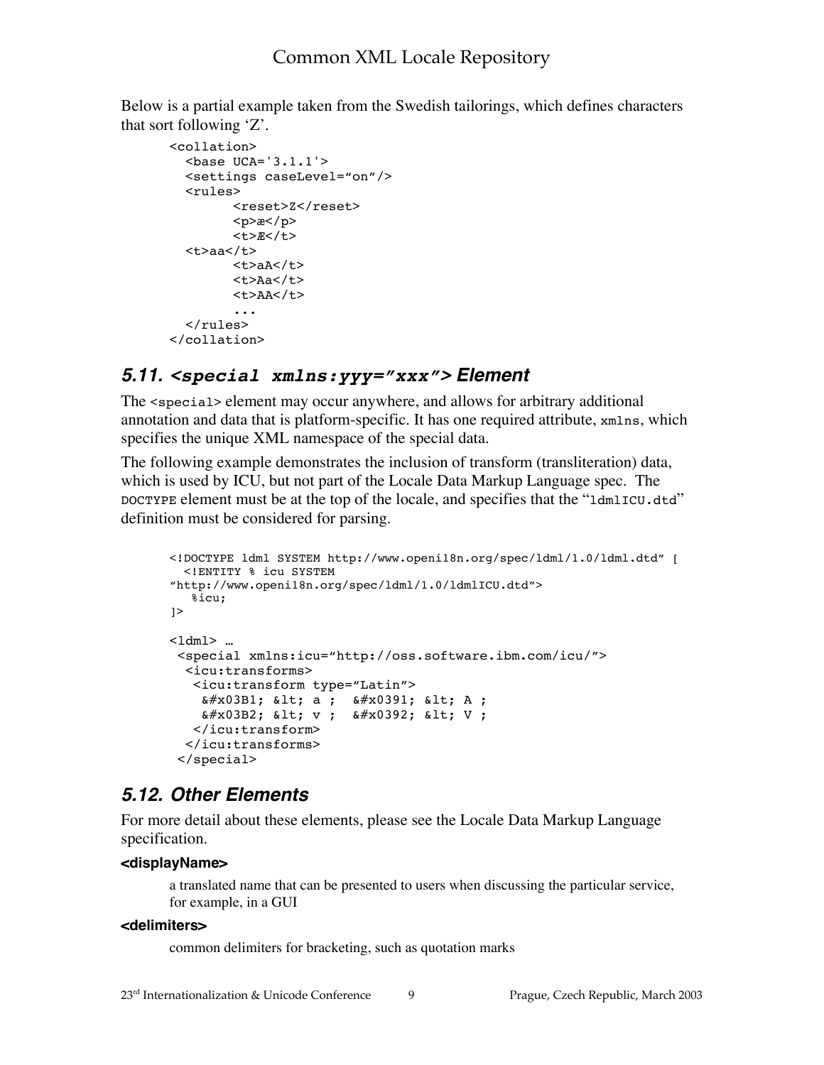Below is a partial example taken from the Swedish tailorings, which defines characters that sort following 'Z'.

```
<collation>
  <base UCA='3.1.1'>
  <settings caseLevel="on"/>
  <rules>
        <reset>Z</reset>
        <p>æ</p>
        <t>Æ</t>
  <t>aa</t>
        <t>aA</t>
        <t>Aa</t>
        <t>AA</t>
        ...
  </rules>
</collation>
```

## 5.11. `<special xmlns:yyy="xxx">` Element

The `<special>` element may occur anywhere, and allows for arbitrary additional annotation and data that is platform-specific. It has one required attribute, `xmlns`, which specifies the unique XML namespace of the special data.

The following example demonstrates the inclusion of transform (transliteration) data, which is used by ICU, but not part of the Locale Data Markup Language spec. The `DOCTYPE` element must be at the top of the locale, and specifies that the "`ldmlICU.dtd`" definition must be considered for parsing.

```
<!DOCTYPE ldml SYSTEM http://www.openi18n.org/spec/ldml/1.0/ldml.dtd" [
  <!ENTITY % icu SYSTEM
"http://www.openi18n.org/spec/ldml/1.0/ldmlICU.dtd">
   %icu;
]>

<ldml> …
 <special xmlns:icu="http://oss.software.ibm.com/icu/">
  <icu:transforms>
   <icu:transform type="Latin">
    &#x03B1; &lt; a ;  &#x0391; &lt; A ;
    &#x03B2; &lt; v ;  &#x0392; &lt; V ;
   </icu:transform>
  </icu:transforms>
 </special>
```

## 5.12. Other Elements

For more detail about these elements, please see the Locale Data Markup Language specification.

**<displayName>**

a translated name that can be presented to users when discussing the particular service, for example, in a GUI

**<delimiters>**

common delimiters for bracketing, such as quotation marks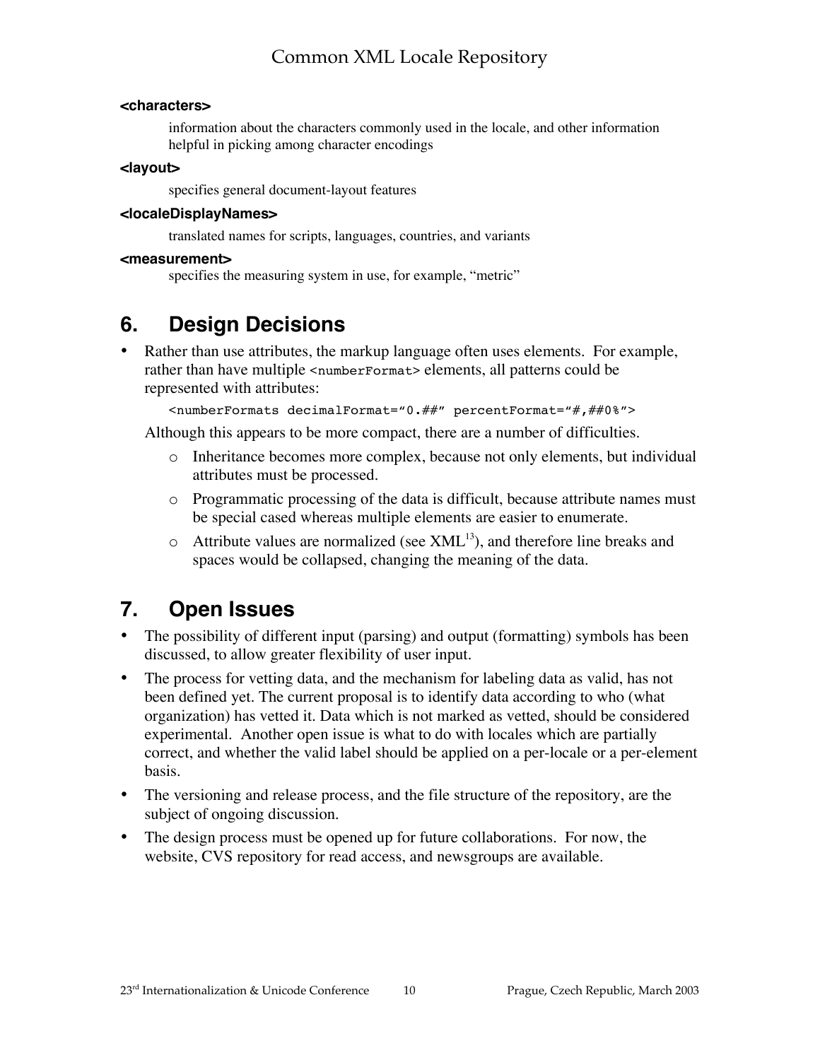**<characters>**

information about the characters commonly used in the locale, and other information helpful in picking among character encodings

**<layout>**

specifies general document-layout features

**<localeDisplayNames>**

translated names for scripts, languages, countries, and variants

**<measurement>**

specifies the measuring system in use, for example, "metric"

## 6. Design Decisions

- Rather than use attributes, the markup language often uses elements. For example, rather than have multiple `<numberFormat>` elements, all patterns could be represented with attributes:

  ```
  <numberFormats decimalFormat="0.##" percentFormat="#,##0%">
  ```

  Although this appears to be more compact, there are a number of difficulties.

  - Inheritance becomes more complex, because not only elements, but individual attributes must be processed.
  - Programmatic processing of the data is difficult, because attribute names must be special cased whereas multiple elements are easier to enumerate.
  - Attribute values are normalized (see XML[13]), and therefore line breaks and spaces would be collapsed, changing the meaning of the data.

## 7. Open Issues

- The possibility of different input (parsing) and output (formatting) symbols has been discussed, to allow greater flexibility of user input.
- The process for vetting data, and the mechanism for labeling data as valid, has not been defined yet. The current proposal is to identify data according to who (what organization) has vetted it. Data which is not marked as vetted, should be considered experimental. Another open issue is what to do with locales which are partially correct, and whether the valid label should be applied on a per-locale or a per-element basis.
- The versioning and release process, and the file structure of the repository, are the subject of ongoing discussion.
- The design process must be opened up for future collaborations. For now, the website, CVS repository for read access, and newsgroups are available.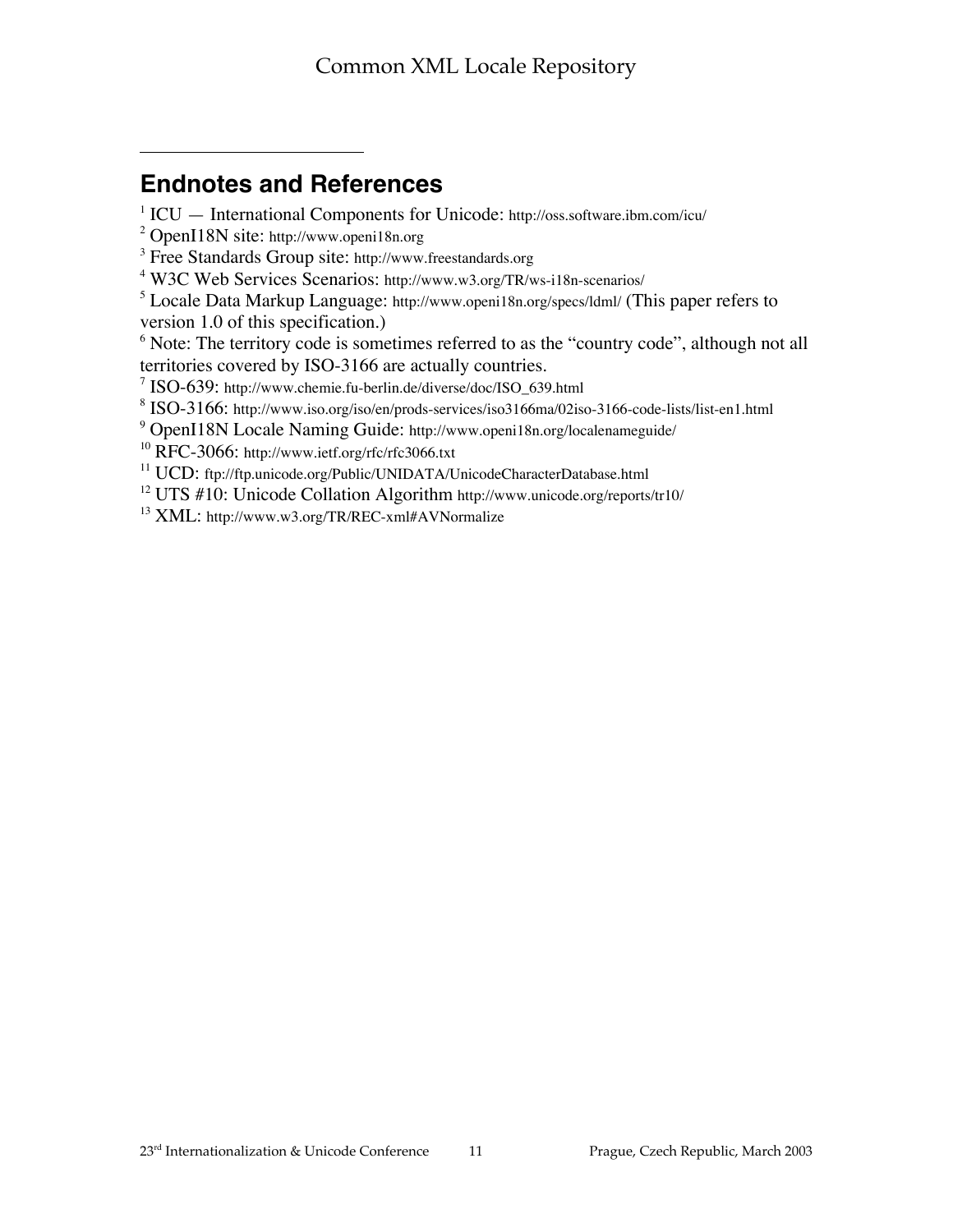## Endnotes and References

[1] ICU — International Components for Unicode: http://oss.software.ibm.com/icu/

[2] OpenI18N site: http://www.openi18n.org

[3] Free Standards Group site: http://www.freestandards.org

[4] W3C Web Services Scenarios: http://www.w3.org/TR/ws-i18n-scenarios/

[5] Locale Data Markup Language: http://www.openi18n.org/specs/ldml/ (This paper refers to version 1.0 of this specification.)

[6] Note: The territory code is sometimes referred to as the "country code", although not all territories covered by ISO-3166 are actually countries.

[7] ISO-639: http://www.chemie.fu-berlin.de/diverse/doc/ISO_639.html

[8] ISO-3166: http://www.iso.org/iso/en/prods-services/iso3166ma/02iso-3166-code-lists/list-en1.html

[9] OpenI18N Locale Naming Guide: http://www.openi18n.org/localenameguide/

[10] RFC-3066: http://www.ietf.org/rfc/rfc3066.txt

[11] UCD: ftp://ftp.unicode.org/Public/UNIDATA/UnicodeCharacterDatabase.html

[12] UTS #10: Unicode Collation Algorithm http://www.unicode.org/reports/tr10/

[13] XML: http://www.w3.org/TR/REC-xml#AVNormalize